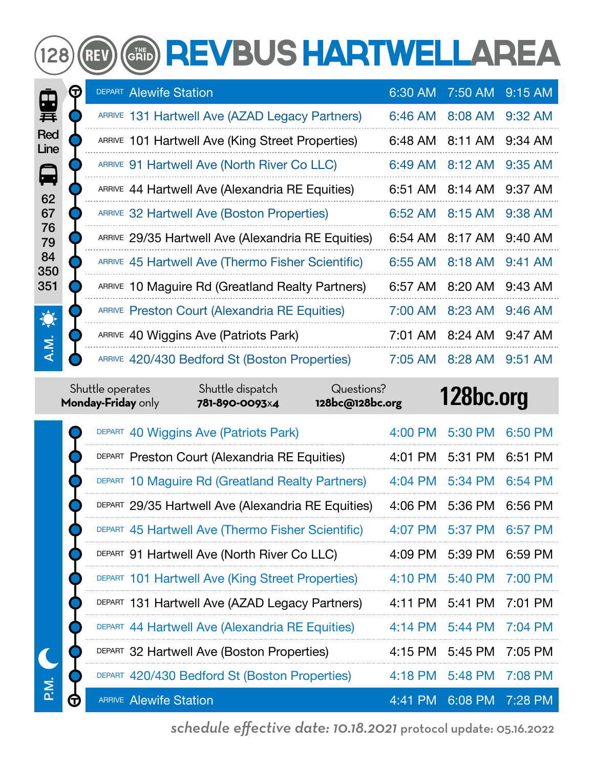# 128 REV THE GRID REVBUS HARTWELL AREA

Red Line

Bus: 62, 67, 76, 79, 84, 350, 351

## A.M.

| | Stop | | | |
|---|---|---|---|---|
| DEPART | Alewife Station | 6:30 AM | 7:50 AM | 9:15 AM |
| ARRIVE | 131 Hartwell Ave (AZAD Legacy Partners) | 6:46 AM | 8:08 AM | 9:32 AM |
| ARRIVE | 101 Hartwell Ave (King Street Properties) | 6:48 AM | 8:11 AM | 9:34 AM |
| ARRIVE | 91 Hartwell Ave (North River Co LLC) | 6:49 AM | 8:12 AM | 9:35 AM |
| ARRIVE | 44 Hartwell Ave (Alexandria RE Equities) | 6:51 AM | 8:14 AM | 9:37 AM |
| ARRIVE | 32 Hartwell Ave (Boston Properties) | 6:52 AM | 8:15 AM | 9:38 AM |
| ARRIVE | 29/35 Hartwell Ave (Alexandria RE Equities) | 6:54 AM | 8:17 AM | 9:40 AM |
| ARRIVE | 45 Hartwell Ave (Thermo Fisher Scientific) | 6:55 AM | 8:18 AM | 9:41 AM |
| ARRIVE | 10 Maguire Rd (Greatland Realty Partners) | 6:57 AM | 8:20 AM | 9:43 AM |
| ARRIVE | Preston Court (Alexandria RE Equities) | 7:00 AM | 8:23 AM | 9:46 AM |
| ARRIVE | 40 Wiggins Ave (Patriots Park) | 7:01 AM | 8:24 AM | 9:47 AM |
| ARRIVE | 420/430 Bedford St (Boston Properties) | 7:05 AM | 8:28 AM | 9:51 AM |

Shuttle operates **Monday-Friday** only

Shuttle dispatch **781-890-0093**x4

Questions? **128bc@128bc.org**

**128bc.org**

## P.M.

| | Stop | | | |
|---|---|---|---|---|
| DEPART | 40 Wiggins Ave (Patriots Park) | 4:00 PM | 5:30 PM | 6:50 PM |
| DEPART | Preston Court (Alexandria RE Equities) | 4:01 PM | 5:31 PM | 6:51 PM |
| DEPART | 10 Maguire Rd (Greatland Realty Partners) | 4:04 PM | 5:34 PM | 6:54 PM |
| DEPART | 29/35 Hartwell Ave (Alexandria RE Equities) | 4:06 PM | 5:36 PM | 6:56 PM |
| DEPART | 45 Hartwell Ave (Thermo Fisher Scientific) | 4:07 PM | 5:37 PM | 6:57 PM |
| DEPART | 91 Hartwell Ave (North River Co LLC) | 4:09 PM | 5:39 PM | 6:59 PM |
| DEPART | 101 Hartwell Ave (King Street Properties) | 4:10 PM | 5:40 PM | 7:00 PM |
| DEPART | 131 Hartwell Ave (AZAD Legacy Partners) | 4:11 PM | 5:41 PM | 7:01 PM |
| DEPART | 44 Hartwell Ave (Alexandria RE Equities) | 4:14 PM | 5:44 PM | 7:04 PM |
| DEPART | 32 Hartwell Ave (Boston Properties) | 4:15 PM | 5:45 PM | 7:05 PM |
| DEPART | 420/430 Bedford St (Boston Properties) | 4:18 PM | 5:48 PM | 7:08 PM |
| ARRIVE | Alewife Station | 4:41 PM | 6:08 PM | 7:28 PM |

*schedule effective date: 10.18.2021* protocol update: 05.16.2022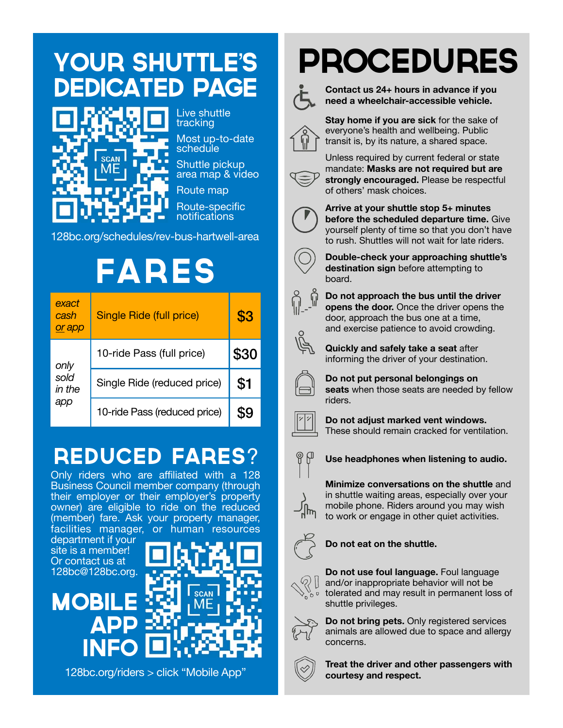# YOUR SHUTTLE'S DEDICATED PAGE

- Live shuttle tracking
- Most up-to-date schedule
- Shuttle pickup area map & video
- Route map
- Route-specific notifications

128bc.org/schedules/rev-bus-hartwell-area

# FARES

| | | |
|---|---|---|
| *exact cash or app* | Single Ride (full price) | **$3** |
| *only sold in the app* | 10-ride Pass (full price) | **$30** |
| | Single Ride (reduced price) | **$1** |
| | 10-ride Pass (reduced price) | **$9** |

# REDUCED FARES?

Only riders who are affiliated with a 128 Business Council member company (through their employer or their employer's property owner) are eligible to ride on the reduced (member) fare. Ask your property manager, facilities manager, or human resources department if your site is a member! Or contact us at 128bc@128bc.org.

# MOBILE APP INFO

128bc.org/riders > click "Mobile App"

# PROCEDURES

**Contact us 24+ hours in advance if you need a wheelchair-accessible vehicle.**

**Stay home if you are sick** for the sake of everyone's health and wellbeing. Public transit is, by its nature, a shared space.

Unless required by current federal or state mandate: **Masks are not required but are strongly encouraged.** Please be respectful of others' mask choices.

**Arrive at your shuttle stop 5+ minutes before the scheduled departure time.** Give yourself plenty of time so that you don't have to rush. Shuttles will not wait for late riders.

**Double-check your approaching shuttle's destination sign** before attempting to board.

**Do not approach the bus until the driver opens the door.** Once the driver opens the door, approach the bus one at a time, and exercise patience to avoid crowding.

**Quickly and safely take a seat** after informing the driver of your destination.

**Do not put personal belongings on seats** when those seats are needed by fellow riders.

**Do not adjust marked vent windows.** These should remain cracked for ventilation.

**Use headphones when listening to audio.**

**Minimize conversations on the shuttle** and in shuttle waiting areas, especially over your mobile phone. Riders around you may wish to work or engage in other quiet activities.

**Do not eat on the shuttle.**

**Do not use foul language.** Foul language and/or inappropriate behavior will not be tolerated and may result in permanent loss of shuttle privileges.

**Do not bring pets.** Only registered services animals are allowed due to space and allergy concerns.

**Treat the driver and other passengers with courtesy and respect.**